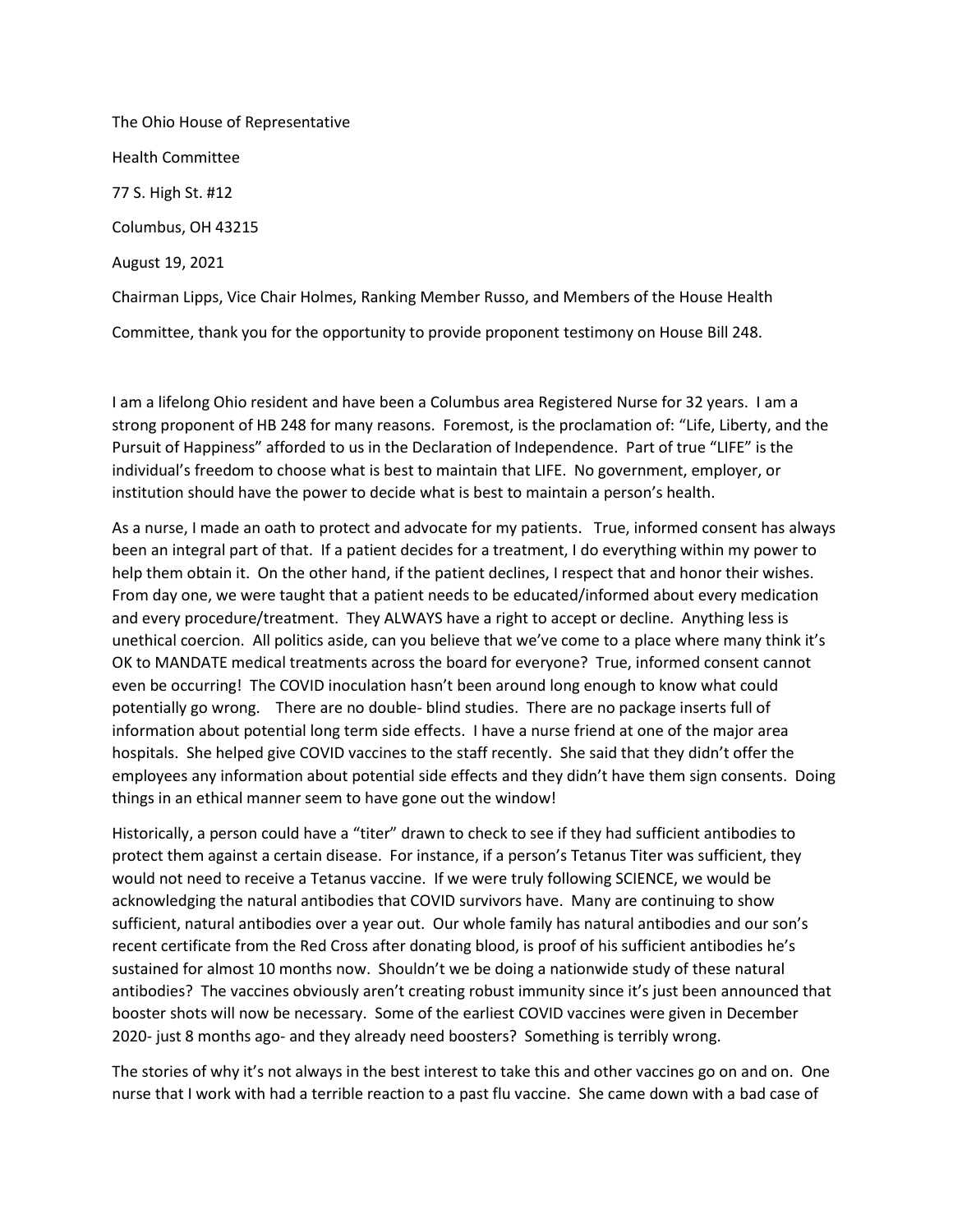The Ohio House of Representative

Health Committee

77 S. High St. #12

Columbus, OH 43215

August 19, 2021

Chairman Lipps, Vice Chair Holmes, Ranking Member Russo, and Members of the House Health Committee, thank you for the opportunity to provide proponent testimony on House Bill 248.

I am a lifelong Ohio resident and have been a Columbus area Registered Nurse for 32 years. I am a strong proponent of HB 248 for many reasons. Foremost, is the proclamation of: "Life, Liberty, and the Pursuit of Happiness" afforded to us in the Declaration of Independence. Part of true "LIFE" is the individual's freedom to choose what is best to maintain that LIFE. No government, employer, or institution should have the power to decide what is best to maintain a person's health.

As a nurse, I made an oath to protect and advocate for my patients. True, informed consent has always been an integral part of that. If a patient decides for a treatment, I do everything within my power to help them obtain it. On the other hand, if the patient declines, I respect that and honor their wishes. From day one, we were taught that a patient needs to be educated/informed about every medication and every procedure/treatment. They ALWAYS have a right to accept or decline. Anything less is unethical coercion. All politics aside, can you believe that we've come to a place where many think it's OK to MANDATE medical treatments across the board for everyone? True, informed consent cannot even be occurring! The COVID inoculation hasn't been around long enough to know what could potentially go wrong. There are no double- blind studies. There are no package inserts full of information about potential long term side effects. I have a nurse friend at one of the major area hospitals. She helped give COVID vaccines to the staff recently. She said that they didn't offer the employees any information about potential side effects and they didn't have them sign consents. Doing things in an ethical manner seem to have gone out the window!

Historically, a person could have a "titer" drawn to check to see if they had sufficient antibodies to protect them against a certain disease. For instance, if a person's Tetanus Titer was sufficient, they would not need to receive a Tetanus vaccine. If we were truly following SCIENCE, we would be acknowledging the natural antibodies that COVID survivors have. Many are continuing to show sufficient, natural antibodies over a year out. Our whole family has natural antibodies and our son's recent certificate from the Red Cross after donating blood, is proof of his sufficient antibodies he's sustained for almost 10 months now. Shouldn't we be doing a nationwide study of these natural antibodies? The vaccines obviously aren't creating robust immunity since it's just been announced that booster shots will now be necessary. Some of the earliest COVID vaccines were given in December 2020- just 8 months ago- and they already need boosters? Something is terribly wrong.

The stories of why it's not always in the best interest to take this and other vaccines go on and on. One nurse that I work with had a terrible reaction to a past flu vaccine. She came down with a bad case of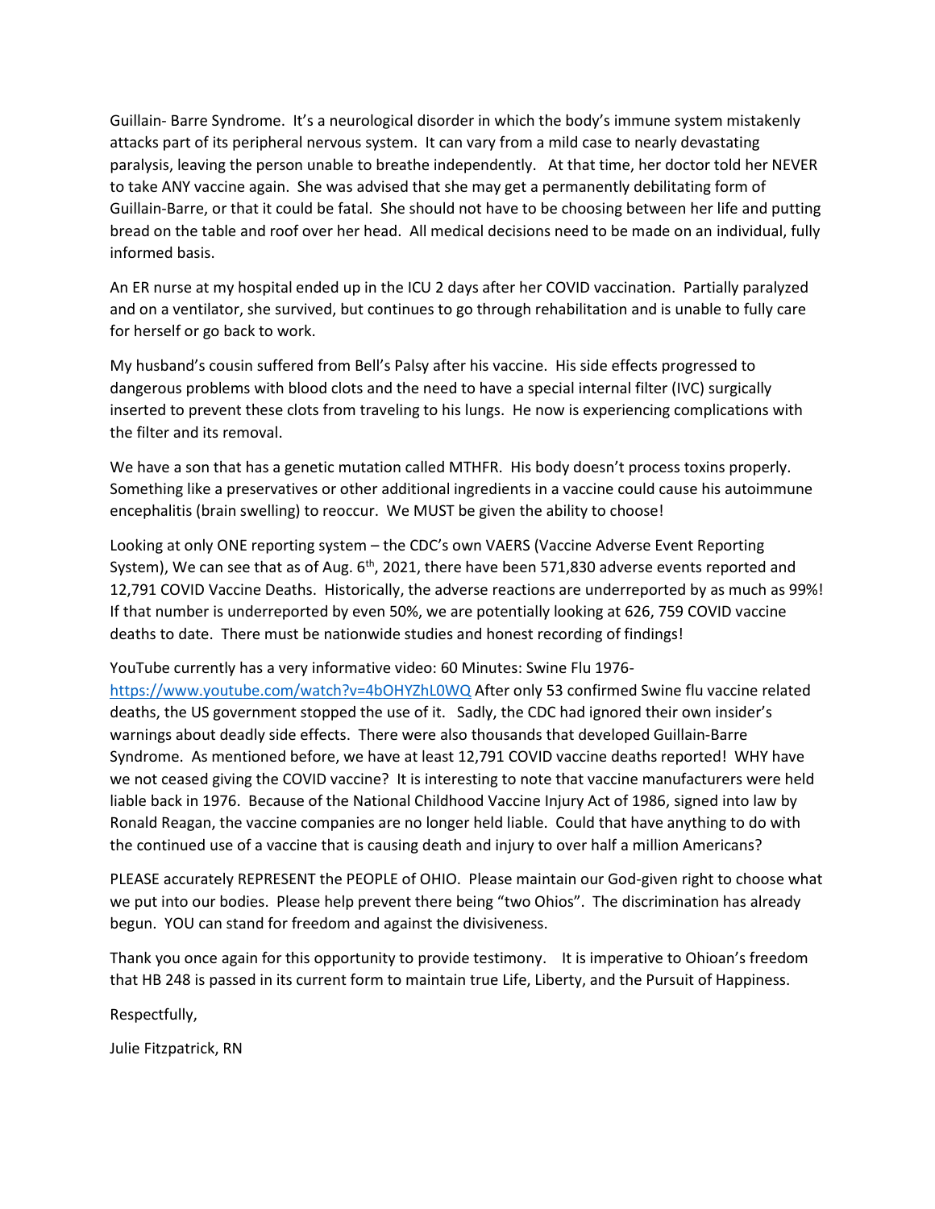Guillain- Barre Syndrome. It's a neurological disorder in which the body's immune system mistakenly attacks part of its peripheral nervous system. It can vary from a mild case to nearly devastating paralysis, leaving the person unable to breathe independently. At that time, her doctor told her NEVER to take ANY vaccine again. She was advised that she may get a permanently debilitating form of Guillain-Barre, or that it could be fatal. She should not have to be choosing between her life and putting bread on the table and roof over her head. All medical decisions need to be made on an individual, fully informed basis.

An ER nurse at my hospital ended up in the ICU 2 days after her COVID vaccination. Partially paralyzed and on a ventilator, she survived, but continues to go through rehabilitation and is unable to fully care for herself or go back to work.

My husband's cousin suffered from Bell's Palsy after his vaccine. His side effects progressed to dangerous problems with blood clots and the need to have a special internal filter (IVC) surgically inserted to prevent these clots from traveling to his lungs. He now is experiencing complications with the filter and its removal.

We have a son that has a genetic mutation called MTHFR. His body doesn't process toxins properly. Something like a preservatives or other additional ingredients in a vaccine could cause his autoimmune encephalitis (brain swelling) to reoccur. We MUST be given the ability to choose!

Looking at only ONE reporting system – the CDC's own VAERS (Vaccine Adverse Event Reporting System), We can see that as of Aug. 6th, 2021, there have been 571,830 adverse events reported and 12,791 COVID Vaccine Deaths. Historically, the adverse reactions are underreported by as much as 99%! If that number is underreported by even 50%, we are potentially looking at 626, 759 COVID vaccine deaths to date. There must be nationwide studies and honest recording of findings!

YouTube currently has a very informative video: 60 Minutes: Swine Flu 1976- [https://www.youtube.com/watch?v=4bOHYZhL0WQ](https://www.youtube.com/watch?v=4bOHYZhL0WQ) After only 53 confirmed Swine flu vaccine related deaths, the US government stopped the use of it. Sadly, the CDC had ignored their own insider's warnings about deadly side effects. There were also thousands that developed Guillain-Barre Syndrome. As mentioned before, we have at least 12,791 COVID vaccine deaths reported! WHY have we not ceased giving the COVID vaccine? It is interesting to note that vaccine manufacturers were held liable back in 1976. Because of the National Childhood Vaccine Injury Act of 1986, signed into law by Ronald Reagan, the vaccine companies are no longer held liable. Could that have anything to do with the continued use of a vaccine that is causing death and injury to over half a million Americans?

PLEASE accurately REPRESENT the PEOPLE of OHIO. Please maintain our God-given right to choose what we put into our bodies. Please help prevent there being "two Ohios". The discrimination has already begun. YOU can stand for freedom and against the divisiveness.

Thank you once again for this opportunity to provide testimony. It is imperative to Ohioan's freedom that HB 248 is passed in its current form to maintain true Life, Liberty, and the Pursuit of Happiness.

Respectfully,

Julie Fitzpatrick, RN